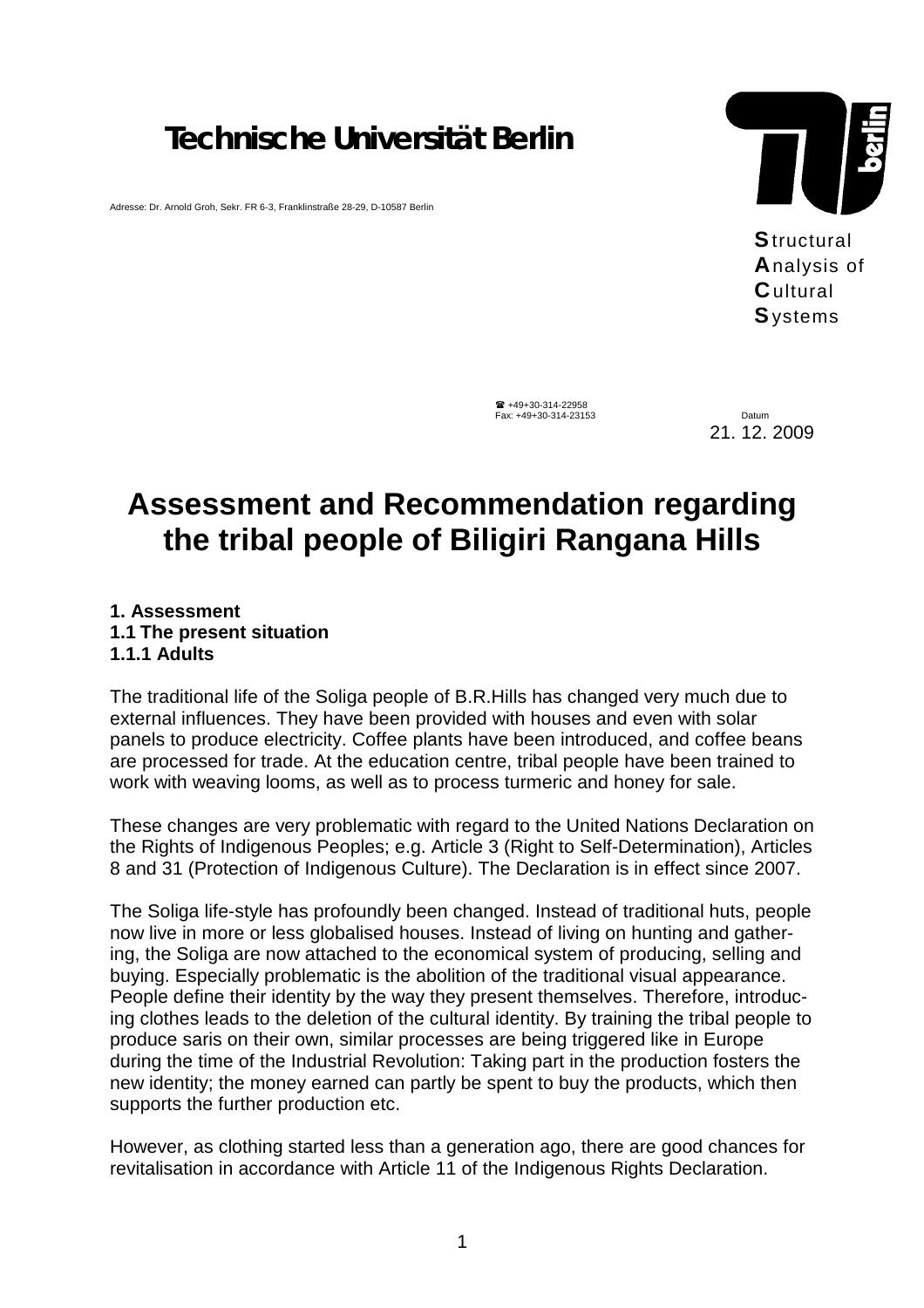# Technische Universität Berlin

Adresse: Dr. Arnold Groh, Sekr. FR 6-3, Franklinstraße 28-29, D-10587 Berlin

**S**tructural
**A**nalysis of
**C**ultural
**S**ystems

☎ +49+30-314-22958
Fax: +49+30-314-23153

Datum
21. 12. 2009

# Assessment and Recommendation regarding the tribal people of Biligiri Rangana Hills

**1. Assessment**
**1.1 The present situation**
**1.1.1 Adults**

The traditional life of the Soliga people of B.R.Hills has changed very much due to external influences. They have been provided with houses and even with solar panels to produce electricity. Coffee plants have been introduced, and coffee beans are processed for trade. At the education centre, tribal people have been trained to work with weaving looms, as well as to process turmeric and honey for sale.

These changes are very problematic with regard to the United Nations Declaration on the Rights of Indigenous Peoples; e.g. Article 3 (Right to Self-Determination), Articles 8 and 31 (Protection of Indigenous Culture). The Declaration is in effect since 2007.

The Soliga life-style has profoundly been changed. Instead of traditional huts, people now live in more or less globalised houses. Instead of living on hunting and gathering, the Soliga are now attached to the economical system of producing, selling and buying. Especially problematic is the abolition of the traditional visual appearance. People define their identity by the way they present themselves. Therefore, introducing clothes leads to the deletion of the cultural identity. By training the tribal people to produce saris on their own, similar processes are being triggered like in Europe during the time of the Industrial Revolution: Taking part in the production fosters the new identity; the money earned can partly be spent to buy the products, which then supports the further production etc.

However, as clothing started less than a generation ago, there are good chances for revitalisation in accordance with Article 11 of the Indigenous Rights Declaration.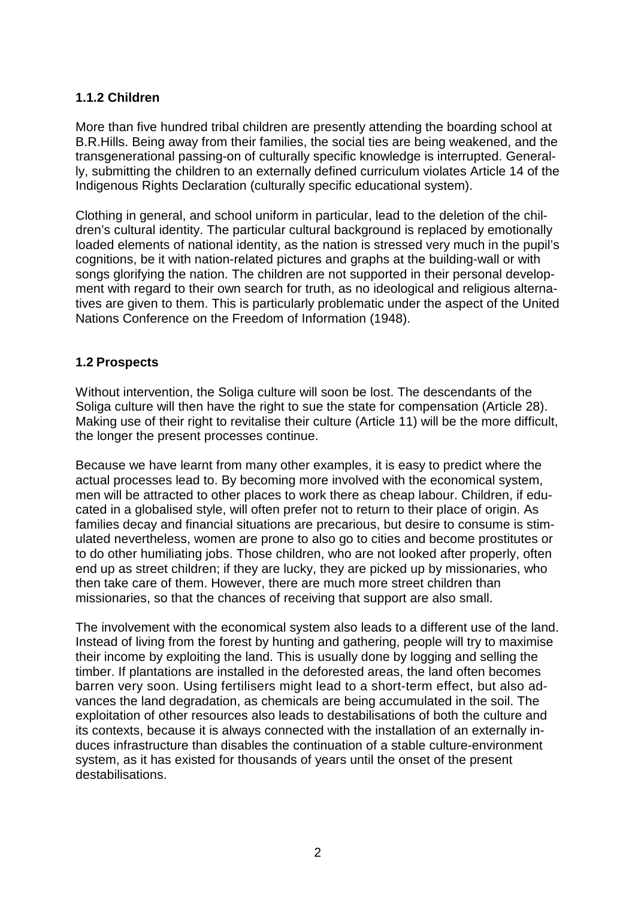### 1.1.2 Children

More than five hundred tribal children are presently attending the boarding school at B.R.Hills. Being away from their families, the social ties are being weakened, and the transgenerational passing-on of culturally specific knowledge is interrupted. Generally, submitting the children to an externally defined curriculum violates Article 14 of the Indigenous Rights Declaration (culturally specific educational system).

Clothing in general, and school uniform in particular, lead to the deletion of the children's cultural identity. The particular cultural background is replaced by emotionally loaded elements of national identity, as the nation is stressed very much in the pupil's cognitions, be it with nation-related pictures and graphs at the building-wall or with songs glorifying the nation. The children are not supported in their personal development with regard to their own search for truth, as no ideological and religious alternatives are given to them. This is particularly problematic under the aspect of the United Nations Conference on the Freedom of Information (1948).

## 1.2 Prospects

Without intervention, the Soliga culture will soon be lost. The descendants of the Soliga culture will then have the right to sue the state for compensation (Article 28). Making use of their right to revitalise their culture (Article 11) will be the more difficult, the longer the present processes continue.

Because we have learnt from many other examples, it is easy to predict where the actual processes lead to. By becoming more involved with the economical system, men will be attracted to other places to work there as cheap labour. Children, if educated in a globalised style, will often prefer not to return to their place of origin. As families decay and financial situations are precarious, but desire to consume is stimulated nevertheless, women are prone to also go to cities and become prostitutes or to do other humiliating jobs. Those children, who are not looked after properly, often end up as street children; if they are lucky, they are picked up by missionaries, who then take care of them. However, there are much more street children than missionaries, so that the chances of receiving that support are also small.

The involvement with the economical system also leads to a different use of the land. Instead of living from the forest by hunting and gathering, people will try to maximise their income by exploiting the land. This is usually done by logging and selling the timber. If plantations are installed in the deforested areas, the land often becomes barren very soon. Using fertilisers might lead to a short-term effect, but also advances the land degradation, as chemicals are being accumulated in the soil. The exploitation of other resources also leads to destabilisations of both the culture and its contexts, because it is always connected with the installation of an externally induces infrastructure than disables the continuation of a stable culture-environment system, as it has existed for thousands of years until the onset of the present destabilisations.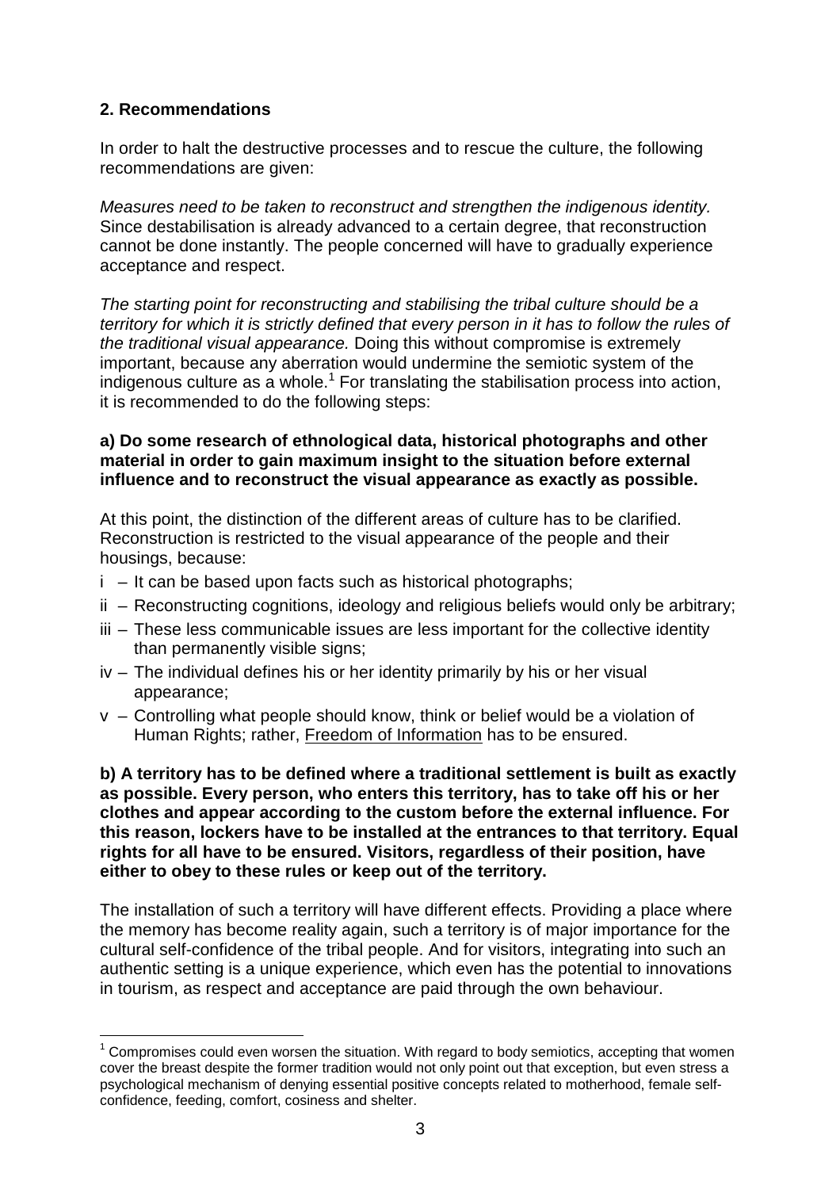## 2. Recommendations

In order to halt the destructive processes and to rescue the culture, the following recommendations are given:

*Measures need to be taken to reconstruct and strengthen the indigenous identity.* Since destabilisation is already advanced to a certain degree, that reconstruction cannot be done instantly. The people concerned will have to gradually experience acceptance and respect.

*The starting point for reconstructing and stabilising the tribal culture should be a territory for which it is strictly defined that every person in it has to follow the rules of the traditional visual appearance.* Doing this without compromise is extremely important, because any aberration would undermine the semiotic system of the indigenous culture as a whole.[1] For translating the stabilisation process into action, it is recommended to do the following steps:

**a) Do some research of ethnological data, historical photographs and other material in order to gain maximum insight to the situation before external influence and to reconstruct the visual appearance as exactly as possible.**

At this point, the distinction of the different areas of culture has to be clarified. Reconstruction is restricted to the visual appearance of the people and their housings, because:

- i – It can be based upon facts such as historical photographs;
- ii – Reconstructing cognitions, ideology and religious beliefs would only be arbitrary;
- iii – These less communicable issues are less important for the collective identity than permanently visible signs;
- iv – The individual defines his or her identity primarily by his or her visual appearance;
- v – Controlling what people should know, think or belief would be a violation of Human Rights; rather, Freedom of Information has to be ensured.

**b) A territory has to be defined where a traditional settlement is built as exactly as possible. Every person, who enters this territory, has to take off his or her clothes and appear according to the custom before the external influence. For this reason, lockers have to be installed at the entrances to that territory. Equal rights for all have to be ensured. Visitors, regardless of their position, have either to obey to these rules or keep out of the territory.**

The installation of such a territory will have different effects. Providing a place where the memory has become reality again, such a territory is of major importance for the cultural self-confidence of the tribal people. And for visitors, integrating into such an authentic setting is a unique experience, which even has the potential to innovations in tourism, as respect and acceptance are paid through the own behaviour.

---

[1] Compromises could even worsen the situation. With regard to body semiotics, accepting that women cover the breast despite the former tradition would not only point out that exception, but even stress a psychological mechanism of denying essential positive concepts related to motherhood, female self-confidence, feeding, comfort, cosiness and shelter.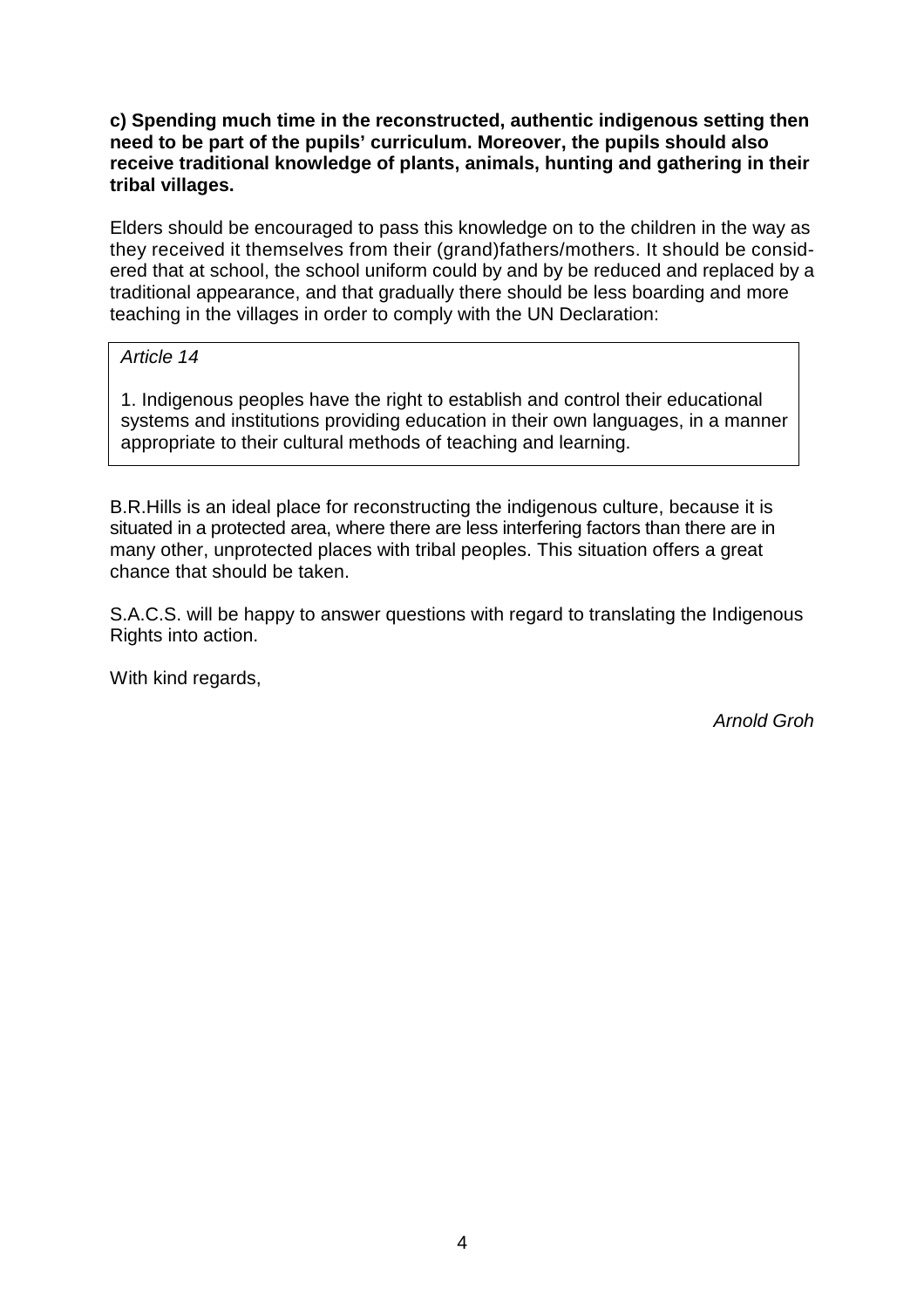**c) Spending much time in the reconstructed, authentic indigenous setting then need to be part of the pupils' curriculum. Moreover, the pupils should also receive traditional knowledge of plants, animals, hunting and gathering in their tribal villages.**

Elders should be encouraged to pass this knowledge on to the children in the way as they received it themselves from their (grand)fathers/mothers. It should be considered that at school, the school uniform could by and by be reduced and replaced by a traditional appearance, and that gradually there should be less boarding and more teaching in the villages in order to comply with the UN Declaration:

> *Article 14*
>
> 1. Indigenous peoples have the right to establish and control their educational systems and institutions providing education in their own languages, in a manner appropriate to their cultural methods of teaching and learning.

B.R.Hills is an ideal place for reconstructing the indigenous culture, because it is situated in a protected area, where there are less interfering factors than there are in many other, unprotected places with tribal peoples. This situation offers a great chance that should be taken.

S.A.C.S. will be happy to answer questions with regard to translating the Indigenous Rights into action.

With kind regards,

*Arnold Groh*